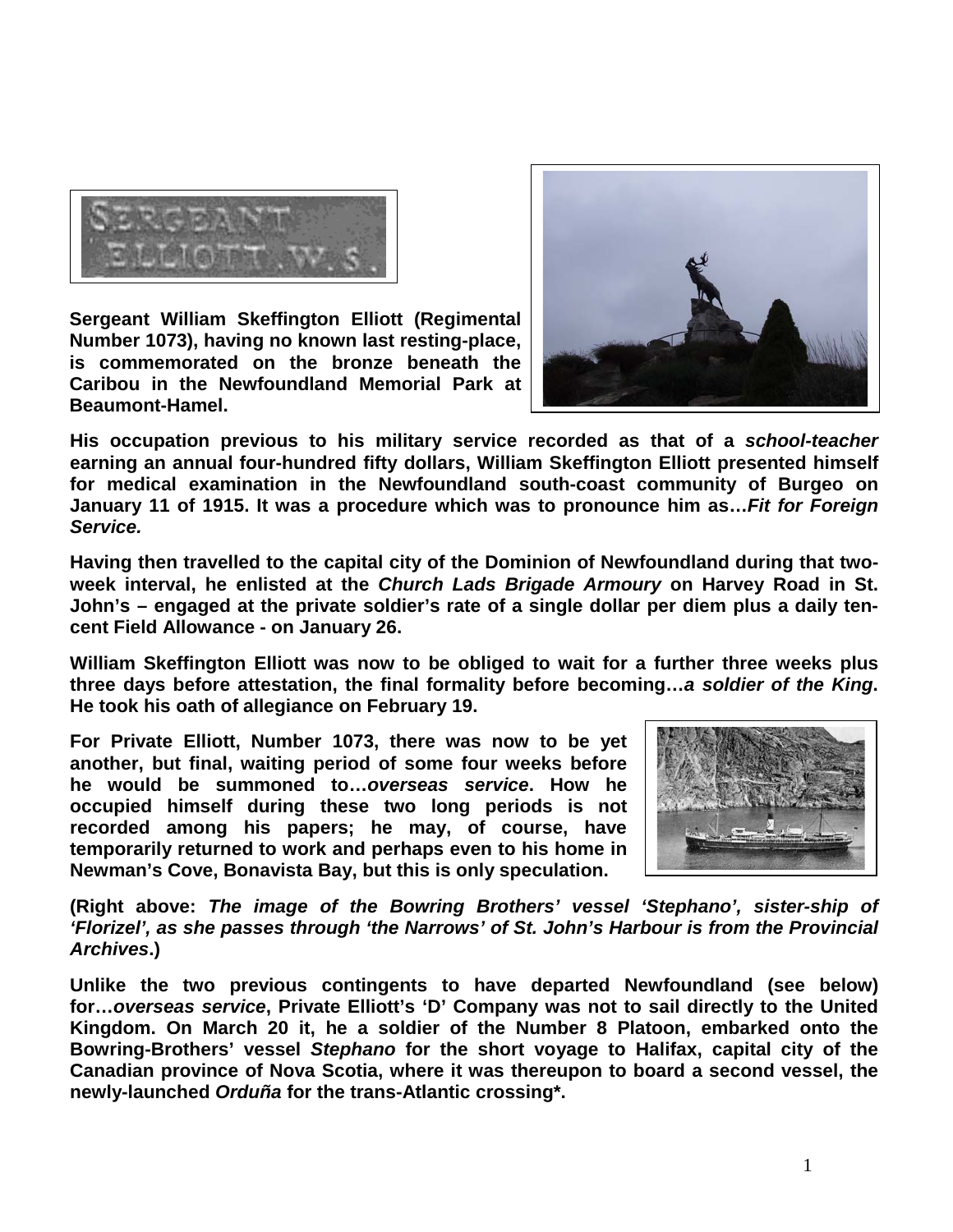SERGEANT ELLIOTT. W. S.

**Sergeant William Skeffington Elliott (Regimental Number 1073), having no known last resting-place, is commemorated on the bronze beneath the Caribou in the Newfoundland Memorial Park at Beaumont-Hamel.**

**His occupation previous to his military service recorded as that of a *school-teacher* earning an annual four-hundred fifty dollars, William Skeffington Elliott presented himself for medical examination in the Newfoundland south-coast community of Burgeo on January 11 of 1915. It was a procedure which was to pronounce him as…*Fit for Foreign Service.***

**Having then travelled to the capital city of the Dominion of Newfoundland during that two-week interval, he enlisted at the *Church Lads Brigade Armoury* on Harvey Road in St. John's – engaged at the private soldier's rate of a single dollar per diem plus a daily ten-cent Field Allowance - on January 26.**

**William Skeffington Elliott was now to be obliged to wait for a further three weeks plus three days before attestation, the final formality before becoming…*a soldier of the King*. He took his oath of allegiance on February 19.**

**For Private Elliott, Number 1073, there was now to be yet another, but final, waiting period of some four weeks before he would be summoned to…*overseas service*. How he occupied himself during these two long periods is not recorded among his papers; he may, of course, have temporarily returned to work and perhaps even to his home in Newman's Cove, Bonavista Bay, but this is only speculation.**

**(Right above: *The image of the Bowring Brothers' vessel 'Stephano', sister-ship of 'Florizel', as she passes through 'the Narrows' of St. John's Harbour is from the Provincial Archives*.)**

**Unlike the two previous contingents to have departed Newfoundland (see below) for…*overseas service*, Private Elliott's 'D' Company was not to sail directly to the United Kingdom. On March 20 it, he a soldier of the Number 8 Platoon, embarked onto the Bowring-Brothers' vessel *Stephano* for the short voyage to Halifax, capital city of the Canadian province of Nova Scotia, where it was thereupon to board a second vessel, the newly-launched *Orduña* for the trans-Atlantic crossing*.**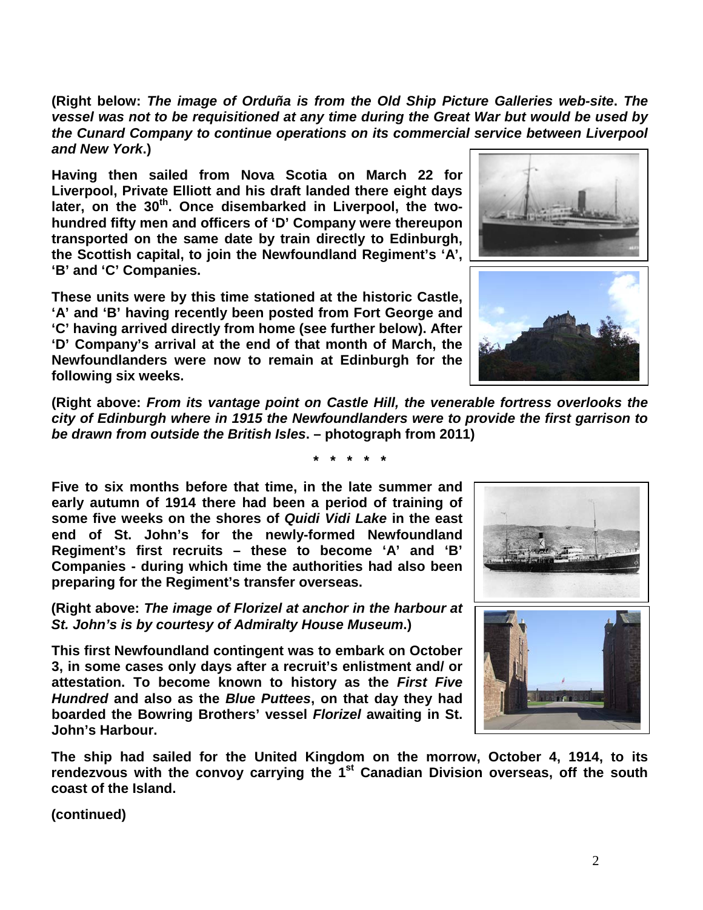**(Right below:** ***The image of Orduña is from the Old Ship Picture Galleries web-site*****.** ***The vessel was not to be requisitioned at any time during the Great War but would be used by the Cunard Company to continue operations on its commercial service between Liverpool and New York*****.)**

**Having then sailed from Nova Scotia on March 22 for Liverpool, Private Elliott and his draft landed there eight days later, on the 30th. Once disembarked in Liverpool, the two-hundred fifty men and officers of 'D' Company were thereupon transported on the same date by train directly to Edinburgh, the Scottish capital, to join the Newfoundland Regiment's 'A', 'B' and 'C' Companies.**

**These units were by this time stationed at the historic Castle, 'A' and 'B' having recently been posted from Fort George and 'C' having arrived directly from home (see further below). After 'D' Company's arrival at the end of that month of March, the Newfoundlanders were now to remain at Edinburgh for the following six weeks.**

**(Right above:** ***From its vantage point on Castle Hill, the venerable fortress overlooks the city of Edinburgh where in 1915 the Newfoundlanders were to provide the first garrison to be drawn from outside the British Isles*****. – photograph from 2011)**

**\* \* \* \* \***

**Five to six months before that time, in the late summer and early autumn of 1914 there had been a period of training of some five weeks on the shores of** ***Quidi Vidi Lake*** **in the east end of St. John's for the newly-formed Newfoundland Regiment's first recruits – these to become 'A' and 'B' Companies - during which time the authorities had also been preparing for the Regiment's transfer overseas.**

**(Right above:** ***The image of Florizel at anchor in the harbour at St. John's is by courtesy of Admiralty House Museum*****.)**

**This first Newfoundland contingent was to embark on October 3, in some cases only days after a recruit's enlistment and/ or attestation. To become known to history as the** ***First Five Hundred*** **and also as the** ***Blue Puttees*****, on that day they had boarded the Bowring Brothers' vessel** ***Florizel*** **awaiting in St. John's Harbour.**

**The ship had sailed for the United Kingdom on the morrow, October 4, 1914, to its rendezvous with the convoy carrying the 1st Canadian Division overseas, off the south coast of the Island.**

**(continued)**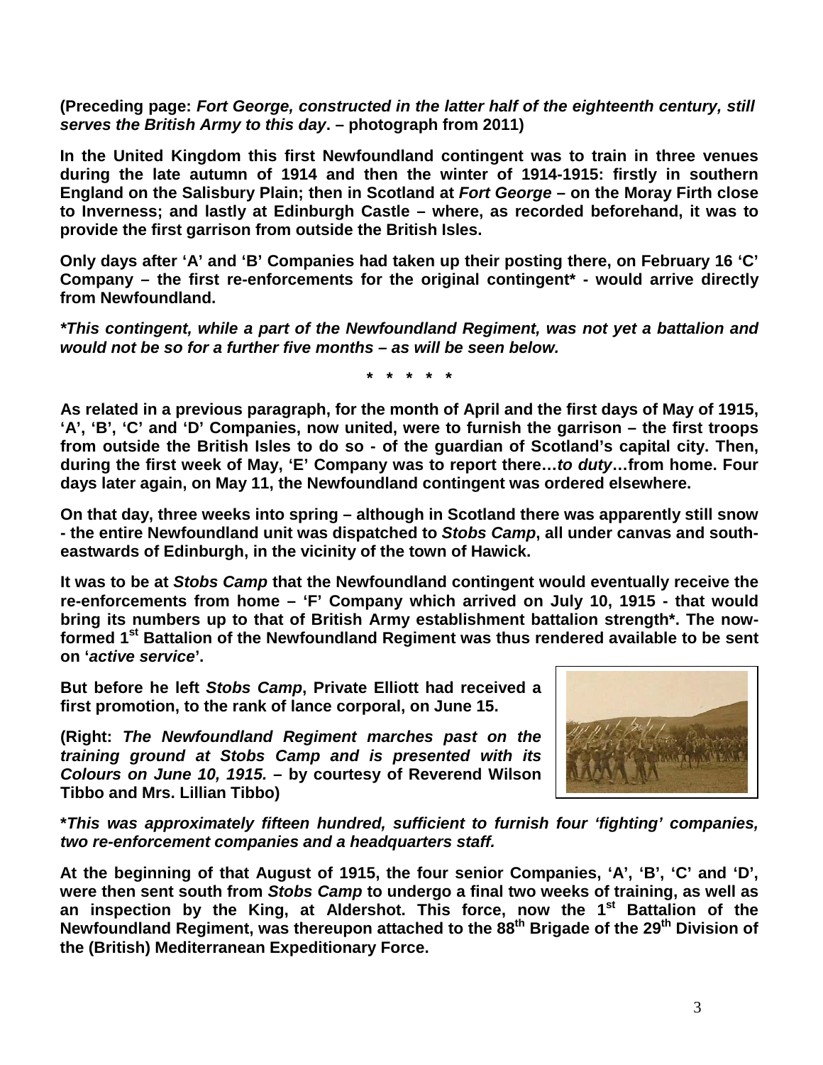**(Preceding page: *Fort George, constructed in the latter half of the eighteenth century, still serves the British Army to this day*. – photograph from 2011)**

**In the United Kingdom this first Newfoundland contingent was to train in three venues during the late autumn of 1914 and then the winter of 1914-1915: firstly in southern England on the Salisbury Plain; then in Scotland at *Fort George* – on the Moray Firth close to Inverness; and lastly at Edinburgh Castle – where, as recorded beforehand, it was to provide the first garrison from outside the British Isles.**

**Only days after 'A' and 'B' Companies had taken up their posting there, on February 16 'C' Company – the first re-enforcements for the original contingent* - would arrive directly from Newfoundland.**

***\*This contingent, while a part of the Newfoundland Regiment, was not yet a battalion and would not be so for a further five months – as will be seen below.***

**\* \* \* \* \***

**As related in a previous paragraph, for the month of April and the first days of May of 1915, 'A', 'B', 'C' and 'D' Companies, now united, were to furnish the garrison – the first troops from outside the British Isles to do so - of the guardian of Scotland's capital city. Then, during the first week of May, 'E' Company was to report there…*to duty*…from home. Four days later again, on May 11, the Newfoundland contingent was ordered elsewhere.**

**On that day, three weeks into spring – although in Scotland there was apparently still snow - the entire Newfoundland unit was dispatched to *Stobs Camp*, all under canvas and south-eastwards of Edinburgh, in the vicinity of the town of Hawick.**

**It was to be at *Stobs Camp* that the Newfoundland contingent would eventually receive the re-enforcements from home – 'F' Company which arrived on July 10, 1915 - that would bring its numbers up to that of British Army establishment battalion strength*. The now-formed 1st Battalion of the Newfoundland Regiment was thus rendered available to be sent on '*active service*'.**

**But before he left *Stobs Camp*, Private Elliott had received a first promotion, to the rank of lance corporal, on June 15.**

**(Right: *The Newfoundland Regiment marches past on the training ground at Stobs Camp and is presented with its Colours on June 10, 1915.* – by courtesy of Reverend Wilson Tibbo and Mrs. Lillian Tibbo)**

***\*This was approximately fifteen hundred, sufficient to furnish four 'fighting' companies, two re-enforcement companies and a headquarters staff.***

**At the beginning of that August of 1915, the four senior Companies, 'A', 'B', 'C' and 'D', were then sent south from *Stobs Camp* to undergo a final two weeks of training, as well as an inspection by the King, at Aldershot. This force, now the 1st Battalion of the Newfoundland Regiment, was thereupon attached to the 88th Brigade of the 29th Division of the (British) Mediterranean Expeditionary Force.**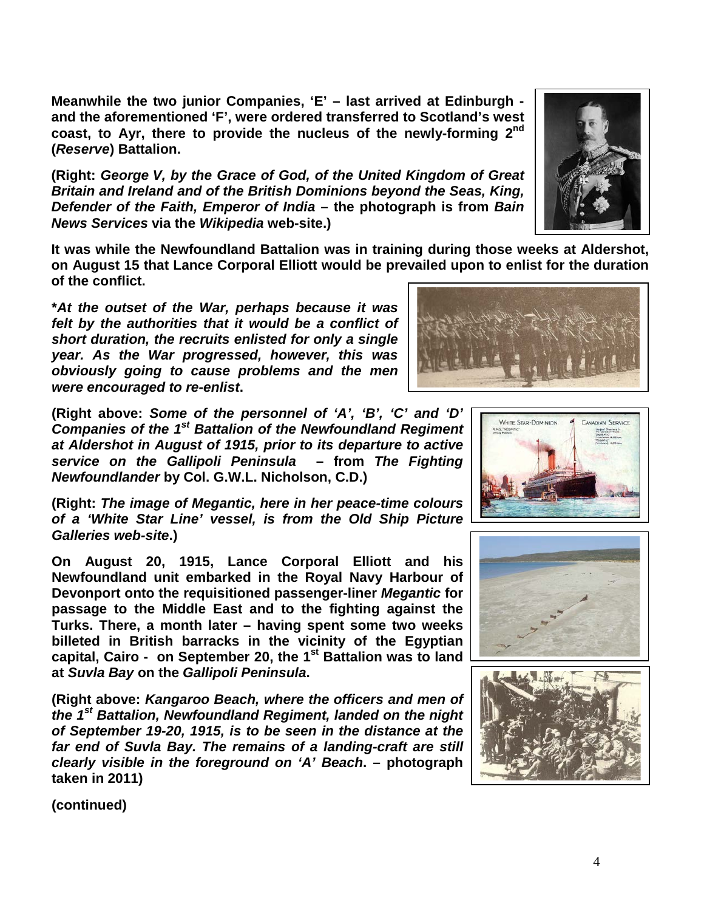**Meanwhile the two junior Companies, 'E' – last arrived at Edinburgh - and the aforementioned 'F', were ordered transferred to Scotland's west coast, to Ayr, there to provide the nucleus of the newly-forming 2nd (*Reserve*) Battalion.**

**(Right: *George V, by the Grace of God, of the United Kingdom of Great Britain and Ireland and of the British Dominions beyond the Seas, King, Defender of the Faith, Emperor of India* – the photograph is from *Bain News Services* via the *Wikipedia* web-site.)**

**It was while the Newfoundland Battalion was in training during those weeks at Aldershot, on August 15 that Lance Corporal Elliott would be prevailed upon to enlist for the duration of the conflict.**

***At the outset of the War, perhaps because it was felt by the authorities that it would be a conflict of short duration, the recruits enlisted for only a single year. As the War progressed, however, this was obviously going to cause problems and the men were encouraged to re-enlist*.**

**(Right above: *Some of the personnel of 'A', 'B', 'C' and 'D' Companies of the 1st Battalion of the Newfoundland Regiment at Aldershot in August of 1915, prior to its departure to active service on the Gallipoli Peninsula* – from *The Fighting Newfoundlander* by Col. G.W.L. Nicholson, C.D.)**

**(Right: *The image of Megantic, here in her peace-time colours of a 'White Star Line' vessel, is from the Old Ship Picture Galleries web-site*.)**

**On August 20, 1915, Lance Corporal Elliott and his Newfoundland unit embarked in the Royal Navy Harbour of Devonport onto the requisitioned passenger-liner *Megantic* for passage to the Middle East and to the fighting against the Turks. There, a month later – having spent some two weeks billeted in British barracks in the vicinity of the Egyptian capital, Cairo - on September 20, the 1st Battalion was to land at *Suvla Bay* on the *Gallipoli Peninsula*.**

**(Right above: *Kangaroo Beach, where the officers and men of the 1st Battalion, Newfoundland Regiment, landed on the night of September 19-20, 1915, is to be seen in the distance at the far end of Suvla Bay. The remains of a landing-craft are still clearly visible in the foreground on 'A' Beach*. – photograph taken in 2011)**

**(continued)**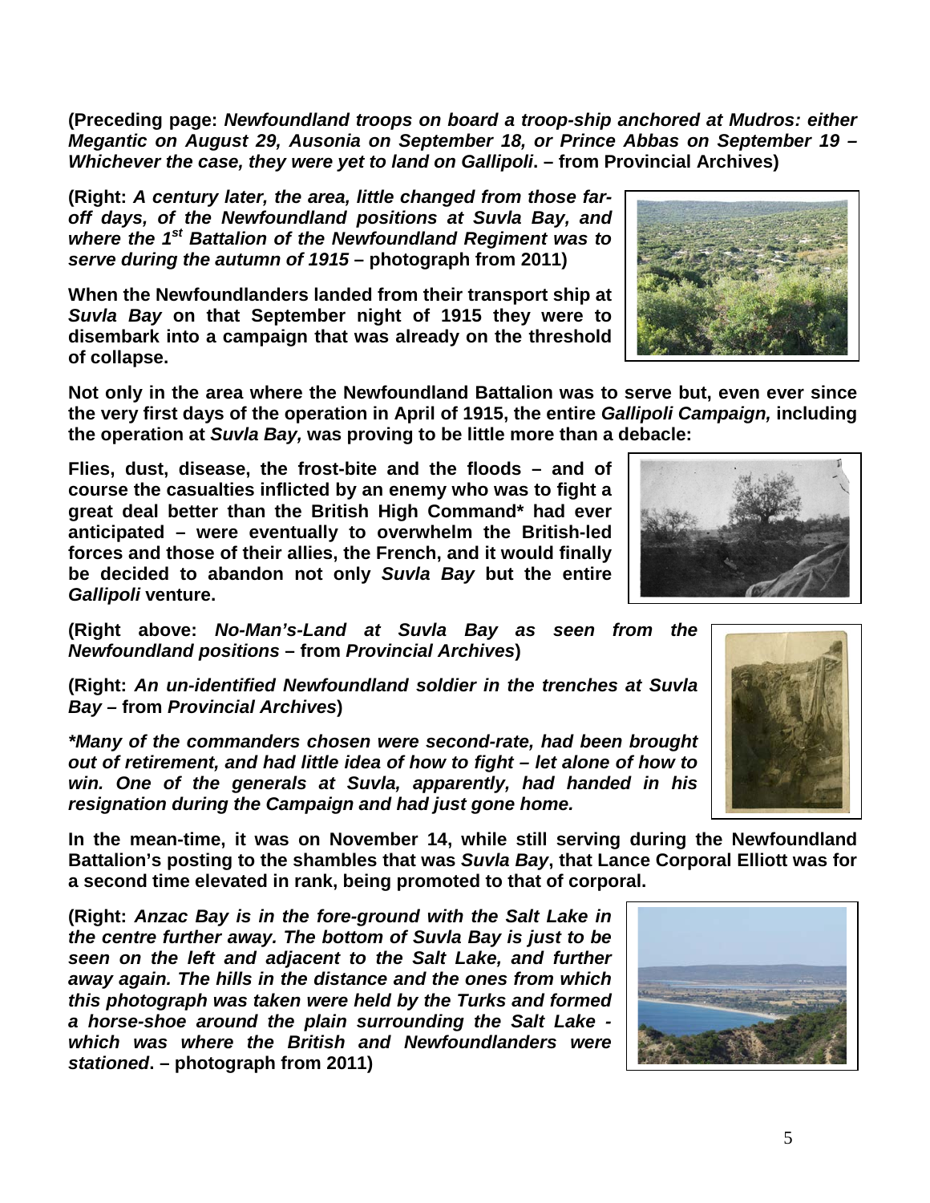**(Preceding page: *Newfoundland troops on board a troop-ship anchored at Mudros: either Megantic on August 29, Ausonia on September 18, or Prince Abbas on September 19 – Whichever the case, they were yet to land on Gallipoli*. – from Provincial Archives)**

**(Right: *A century later, the area, little changed from those far-off days, of the Newfoundland positions at Suvla Bay, and where the 1st Battalion of the Newfoundland Regiment was to serve during the autumn of 1915* – photograph from 2011)**

**When the Newfoundlanders landed from their transport ship at *Suvla Bay* on that September night of 1915 they were to disembark into a campaign that was already on the threshold of collapse.**

**Not only in the area where the Newfoundland Battalion was to serve but, even ever since the very first days of the operation in April of 1915, the entire *Gallipoli Campaign,* including the operation at *Suvla Bay,* was proving to be little more than a debacle:**

**Flies, dust, disease, the frost-bite and the floods – and of course the casualties inflicted by an enemy who was to fight a great deal better than the British High Command\* had ever anticipated – were eventually to overwhelm the British-led forces and those of their allies, the French, and it would finally be decided to abandon not only *Suvla Bay* but the entire *Gallipoli* venture.**

**(Right above: *No-Man's-Land at Suvla Bay as seen from the Newfoundland positions* – from *Provincial Archives*)**

**(Right: *An un-identified Newfoundland soldier in the trenches at Suvla Bay* – from *Provincial Archives*)**

***\*Many of the commanders chosen were second-rate, had been brought out of retirement, and had little idea of how to fight – let alone of how to win. One of the generals at Suvla, apparently, had handed in his resignation during the Campaign and had just gone home.***

**In the mean-time, it was on November 14, while still serving during the Newfoundland Battalion's posting to the shambles that was *Suvla Bay*, that Lance Corporal Elliott was for a second time elevated in rank, being promoted to that of corporal.**

**(Right: *Anzac Bay is in the fore-ground with the Salt Lake in the centre further away. The bottom of Suvla Bay is just to be seen on the left and adjacent to the Salt Lake, and further away again. The hills in the distance and the ones from which this photograph was taken were held by the Turks and formed a horse-shoe around the plain surrounding the Salt Lake - which was where the British and Newfoundlanders were stationed*. – photograph from 2011)**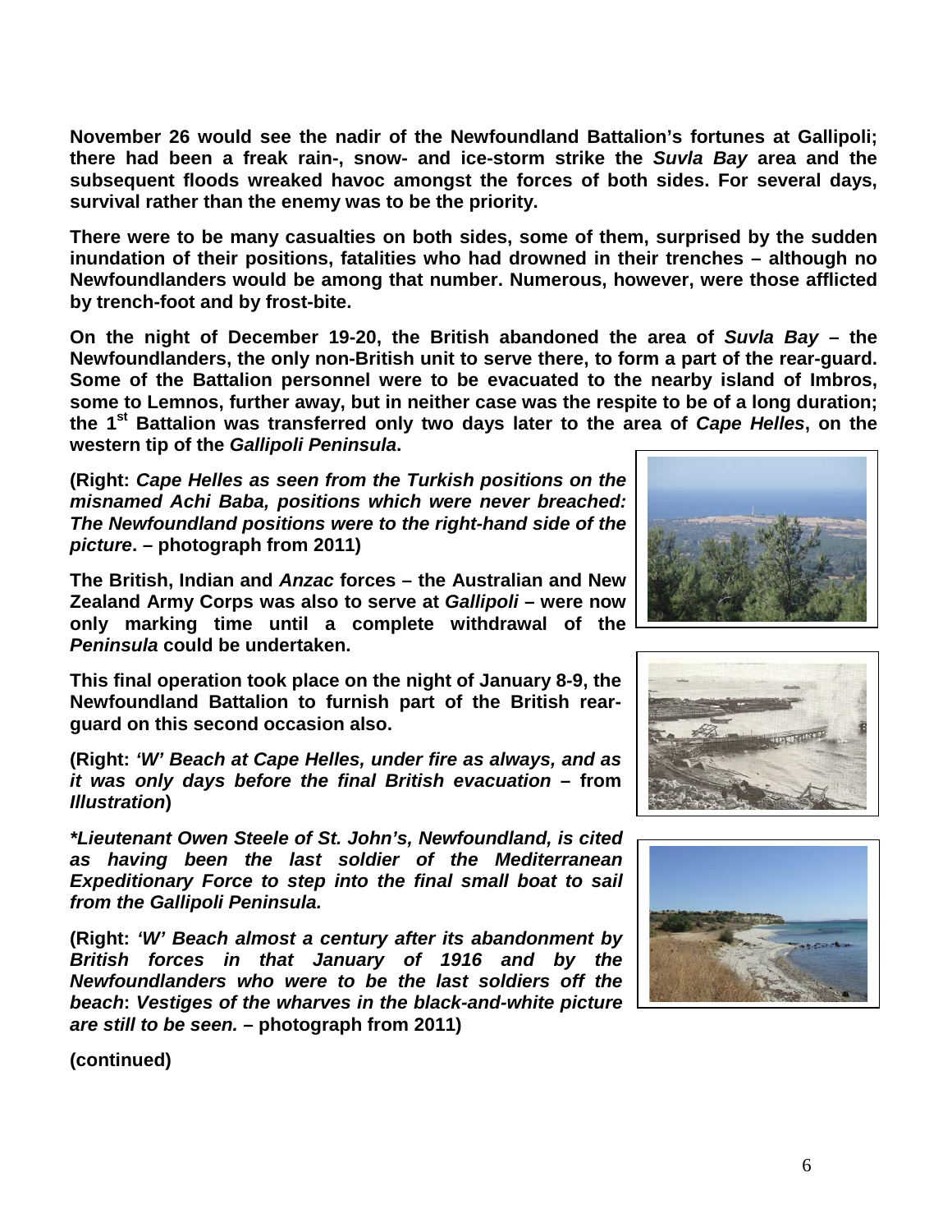**November 26 would see the nadir of the Newfoundland Battalion's fortunes at Gallipoli; there had been a freak rain-, snow- and ice-storm strike the *Suvla Bay* area and the subsequent floods wreaked havoc amongst the forces of both sides. For several days, survival rather than the enemy was to be the priority.**

**There were to be many casualties on both sides, some of them, surprised by the sudden inundation of their positions, fatalities who had drowned in their trenches – although no Newfoundlanders would be among that number. Numerous, however, were those afflicted by trench-foot and by frost-bite.**

**On the night of December 19-20, the British abandoned the area of *Suvla Bay* – the Newfoundlanders, the only non-British unit to serve there, to form a part of the rear-guard. Some of the Battalion personnel were to be evacuated to the nearby island of Imbros, some to Lemnos, further away, but in neither case was the respite to be of a long duration; the 1st Battalion was transferred only two days later to the area of *Cape Helles*, on the western tip of the *Gallipoli Peninsula*.**

**(Right: *Cape Helles as seen from the Turkish positions on the misnamed Achi Baba, positions which were never breached: The Newfoundland positions were to the right-hand side of the picture*. – photograph from 2011)**

**The British, Indian and *Anzac* forces – the Australian and New Zealand Army Corps was also to serve at *Gallipoli* – were now only marking time until a complete withdrawal of the *Peninsula* could be undertaken.**

**This final operation took place on the night of January 8-9, the Newfoundland Battalion to furnish part of the British rear-guard on this second occasion also.**

**(Right: *'W' Beach at Cape Helles, under fire as always, and as it was only days before the final British evacuation* – from *Illustration*)**

***\*Lieutenant Owen Steele of St. John's, Newfoundland, is cited as having been the last soldier of the Mediterranean Expeditionary Force to step into the final small boat to sail from the Gallipoli Peninsula.***

**(Right: *'W' Beach almost a century after its abandonment by British forces in that January of 1916 and by the Newfoundlanders who were to be the last soldiers off the beach*: *Vestiges of the wharves in the black-and-white picture are still to be seen.* – photograph from 2011)**

**(continued)**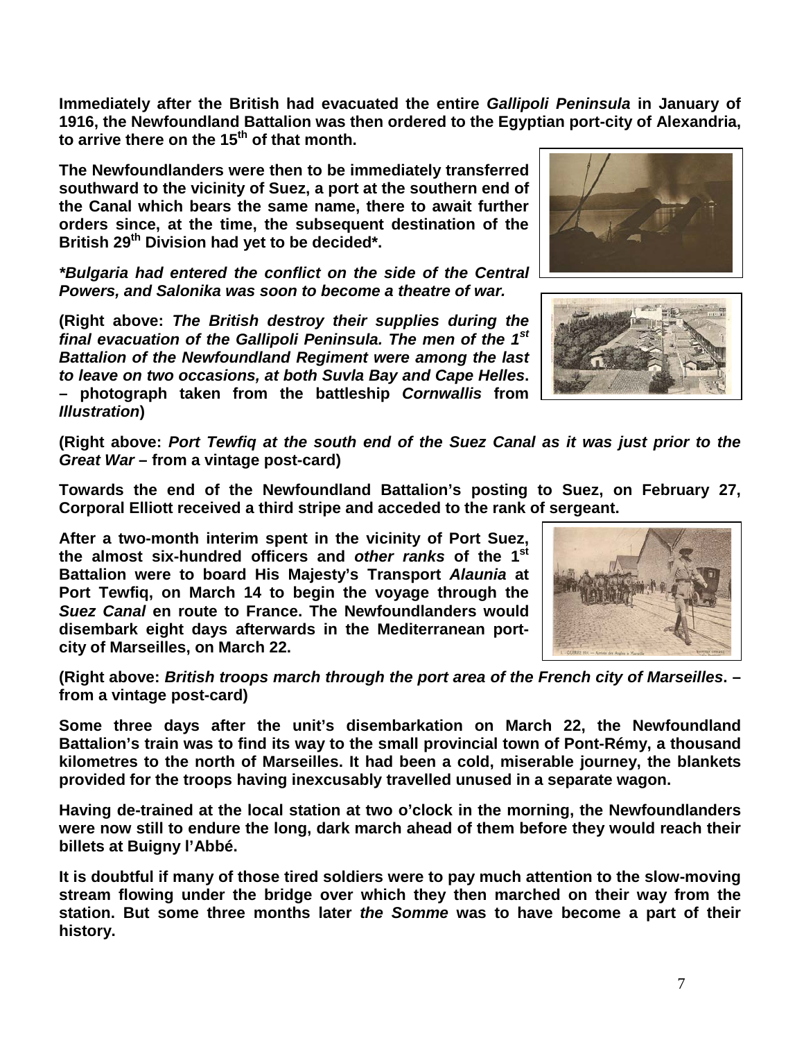**Immediately after the British had evacuated the entire *Gallipoli Peninsula* in January of 1916, the Newfoundland Battalion was then ordered to the Egyptian port-city of Alexandria, to arrive there on the 15th of that month.**

**The Newfoundlanders were then to be immediately transferred southward to the vicinity of Suez, a port at the southern end of the Canal which bears the same name, there to await further orders since, at the time, the subsequent destination of the British 29th Division had yet to be decided*.**

***\*Bulgaria had entered the conflict on the side of the Central Powers, and Salonika was soon to become a theatre of war.***

**(Right above: *The British destroy their supplies during the final evacuation of the Gallipoli Peninsula. The men of the 1st Battalion of the Newfoundland Regiment were among the last to leave on two occasions, at both Suvla Bay and Cape Helles*. – photograph taken from the battleship *Cornwallis* from *Illustration*)**

**(Right above: *Port Tewfiq at the south end of the Suez Canal as it was just prior to the Great War* – from a vintage post-card)**

**Towards the end of the Newfoundland Battalion's posting to Suez, on February 27, Corporal Elliott received a third stripe and acceded to the rank of sergeant.**

**After a two-month interim spent in the vicinity of Port Suez, the almost six-hundred officers and *other ranks* of the 1st Battalion were to board His Majesty's Transport *Alaunia* at Port Tewfiq, on March 14 to begin the voyage through the *Suez Canal* en route to France. The Newfoundlanders would disembark eight days afterwards in the Mediterranean port-city of Marseilles, on March 22.**

**(Right above: *British troops march through the port area of the French city of Marseilles*. – from a vintage post-card)**

**Some three days after the unit's disembarkation on March 22, the Newfoundland Battalion's train was to find its way to the small provincial town of Pont-Rémy, a thousand kilometres to the north of Marseilles. It had been a cold, miserable journey, the blankets provided for the troops having inexcusably travelled unused in a separate wagon.**

**Having de-trained at the local station at two o'clock in the morning, the Newfoundlanders were now still to endure the long, dark march ahead of them before they would reach their billets at Buigny l'Abbé.**

**It is doubtful if many of those tired soldiers were to pay much attention to the slow-moving stream flowing under the bridge over which they then marched on their way from the station. But some three months later *the Somme* was to have become a part of their history.**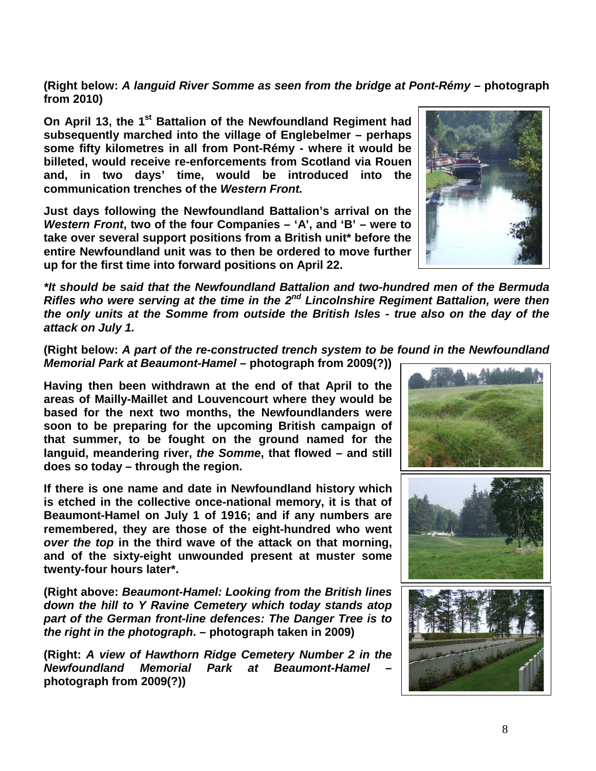**(Right below:** ***A languid River Somme as seen from the bridge at Pont-Rémy*** **– photograph from 2010)**

**On April 13, the 1st Battalion of the Newfoundland Regiment had subsequently marched into the village of Englebelmer – perhaps some fifty kilometres in all from Pont-Rémy - where it would be billeted, would receive re-enforcements from Scotland via Rouen and, in two days' time, would be introduced into the communication trenches of the** ***Western Front.***

**Just days following the Newfoundland Battalion's arrival on the** ***Western Front*****, two of the four Companies – 'A', and 'B' – were to take over several support positions from a British unit* before the entire Newfoundland unit was to then be ordered to move further up for the first time into forward positions on April 22.**

***\*It should be said that the Newfoundland Battalion and two-hundred men of the Bermuda Rifles who were serving at the time in the 2nd Lincolnshire Regiment Battalion, were then the only units at the Somme from outside the British Isles - true also on the day of the attack on July 1.***

**(Right below:** ***A part of the re-constructed trench system to be found in the Newfoundland Memorial Park at Beaumont-Hamel*** **– photograph from 2009(?))**

**Having then been withdrawn at the end of that April to the areas of Mailly-Maillet and Louvencourt where they would be based for the next two months, the Newfoundlanders were soon to be preparing for the upcoming British campaign of that summer, to be fought on the ground named for the languid, meandering river,** ***the Somme*****, that flowed – and still does so today – through the region.**

**If there is one name and date in Newfoundland history which is etched in the collective once-national memory, it is that of Beaumont-Hamel on July 1 of 1916; and if any numbers are remembered, they are those of the eight-hundred who went** ***over the top*** **in the third wave of the attack on that morning, and of the sixty-eight unwounded present at muster some twenty-four hours later*.**

**(Right above:** ***Beaumont-Hamel: Looking from the British lines down the hill to Y Ravine Cemetery which today stands atop part of the German front-line defences: The Danger Tree is to the right in the photograph*****. – photograph taken in 2009)**

**(Right:** ***A view of Hawthorn Ridge Cemetery Number 2 in the Newfoundland Memorial Park at Beaumont-Hamel*** **– photograph from 2009(?))**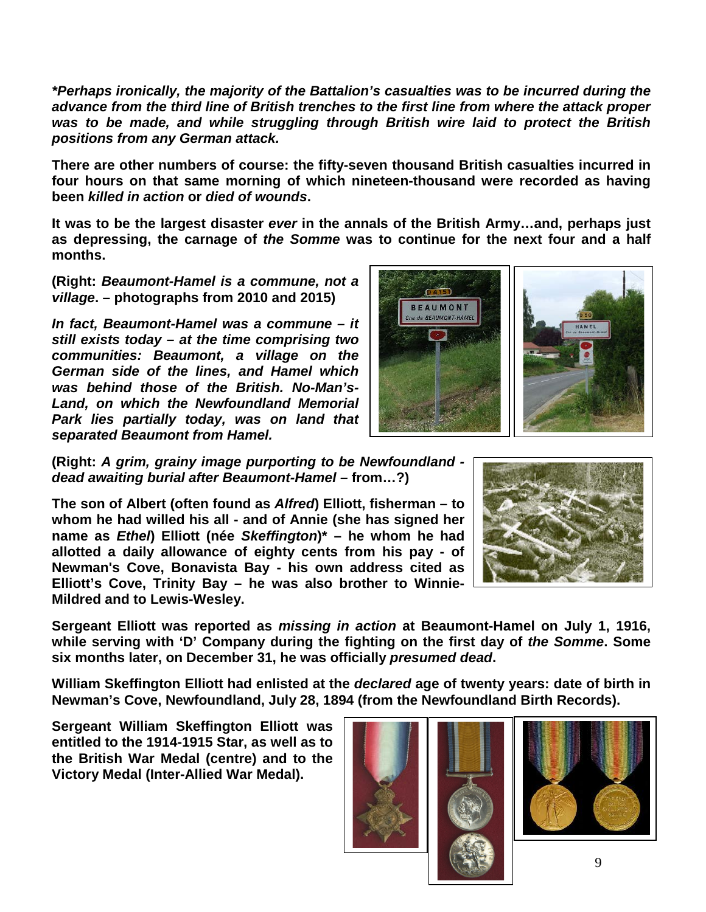***Perhaps ironically, the majority of the Battalion's casualties was to be incurred during the advance from the third line of British trenches to the first line from where the attack proper was to be made, and while struggling through British wire laid to protect the British positions from any German attack.***

**There are other numbers of course: the fifty-seven thousand British casualties incurred in four hours on that same morning of which nineteen-thousand were recorded as having been *killed in action* or *died of wounds*.**

**It was to be the largest disaster *ever* in the annals of the British Army…and, perhaps just as depressing, the carnage of *the Somme* was to continue for the next four and a half months.**

**(Right: *Beaumont-Hamel is a commune, not a village*. – photographs from 2010 and 2015)**

***In fact, Beaumont-Hamel was a commune – it still exists today – at the time comprising two communities: Beaumont, a village on the German side of the lines, and Hamel which was behind those of the British. No-Man's-Land, on which the Newfoundland Memorial Park lies partially today, was on land that separated Beaumont from Hamel.***

**(Right: *A grim, grainy image purporting to be Newfoundland - dead awaiting burial after Beaumont-Hamel* – from…?)**

**The son of Albert (often found as *Alfred*) Elliott, fisherman – to whom he had willed his all - and of Annie (she has signed her name as *Ethel*) Elliott (née *Skeffington*)* – he whom he had allotted a daily allowance of eighty cents from his pay - of Newman's Cove, Bonavista Bay - his own address cited as Elliott's Cove, Trinity Bay – he was also brother to Winnie-Mildred and to Lewis-Wesley.**

**Sergeant Elliott was reported as *missing in action* at Beaumont-Hamel on July 1, 1916, while serving with 'D' Company during the fighting on the first day of *the Somme*. Some six months later, on December 31, he was officially *presumed dead*.**

**William Skeffington Elliott had enlisted at the *declared* age of twenty years: date of birth in Newman's Cove, Newfoundland, July 28, 1894 (from the Newfoundland Birth Records).**

**Sergeant William Skeffington Elliott was entitled to the 1914-1915 Star, as well as to the British War Medal (centre) and to the Victory Medal (Inter-Allied War Medal).**